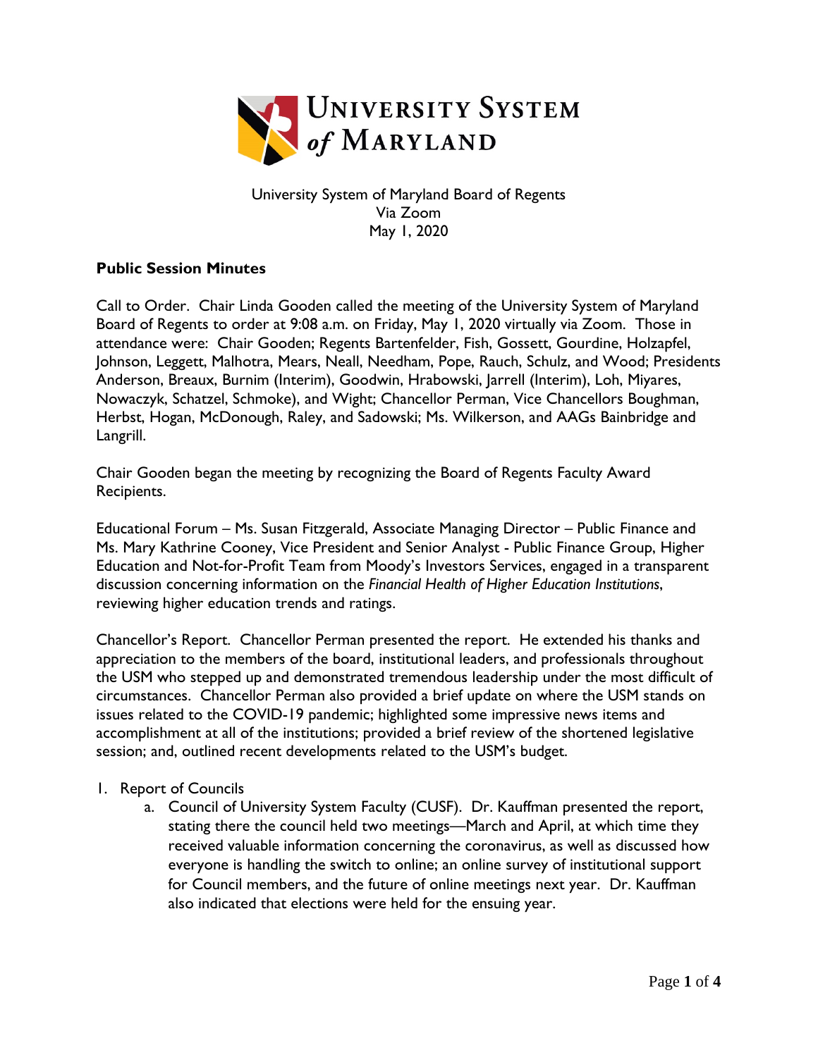University System of Maryland

University System of Maryland Board of Regents
Via Zoom
May 1, 2020

**Public Session Minutes**

Call to Order. Chair Linda Gooden called the meeting of the University System of Maryland Board of Regents to order at 9:08 a.m. on Friday, May 1, 2020 virtually via Zoom. Those in attendance were: Chair Gooden; Regents Bartenfelder, Fish, Gossett, Gourdine, Holzapfel, Johnson, Leggett, Malhotra, Mears, Neall, Needham, Pope, Rauch, Schulz, and Wood; Presidents Anderson, Breaux, Burnim (Interim), Goodwin, Hrabowski, Jarrell (Interim), Loh, Miyares, Nowaczyk, Schatzel, Schmoke), and Wight; Chancellor Perman, Vice Chancellors Boughman, Herbst, Hogan, McDonough, Raley, and Sadowski; Ms. Wilkerson, and AAGs Bainbridge and Langrill.

Chair Gooden began the meeting by recognizing the Board of Regents Faculty Award Recipients.

Educational Forum – Ms. Susan Fitzgerald, Associate Managing Director – Public Finance and Ms. Mary Kathrine Cooney, Vice President and Senior Analyst - Public Finance Group, Higher Education and Not-for-Profit Team from Moody's Investors Services, engaged in a transparent discussion concerning information on the *Financial Health of Higher Education Institutions*, reviewing higher education trends and ratings.

Chancellor's Report. Chancellor Perman presented the report. He extended his thanks and appreciation to the members of the board, institutional leaders, and professionals throughout the USM who stepped up and demonstrated tremendous leadership under the most difficult of circumstances. Chancellor Perman also provided a brief update on where the USM stands on issues related to the COVID-19 pandemic; highlighted some impressive news items and accomplishment at all of the institutions; provided a brief review of the shortened legislative session; and, outlined recent developments related to the USM's budget.

1. Report of Councils
   a. Council of University System Faculty (CUSF). Dr. Kauffman presented the report, stating there the council held two meetings—March and April, at which time they received valuable information concerning the coronavirus, as well as discussed how everyone is handling the switch to online; an online survey of institutional support for Council members, and the future of online meetings next year. Dr. Kauffman also indicated that elections were held for the ensuing year.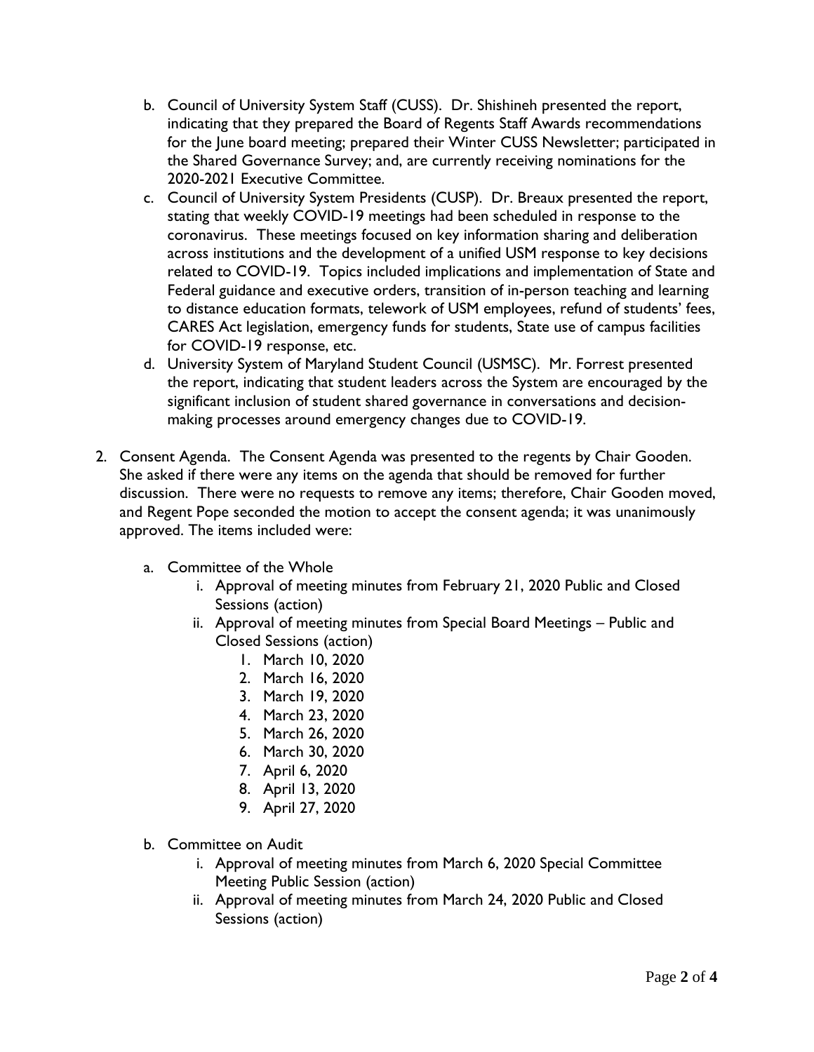b. Council of University System Staff (CUSS). Dr. Shishineh presented the report, indicating that they prepared the Board of Regents Staff Awards recommendations for the June board meeting; prepared their Winter CUSS Newsletter; participated in the Shared Governance Survey; and, are currently receiving nominations for the 2020-2021 Executive Committee.
   c. Council of University System Presidents (CUSP). Dr. Breaux presented the report, stating that weekly COVID-19 meetings had been scheduled in response to the coronavirus. These meetings focused on key information sharing and deliberation across institutions and the development of a unified USM response to key decisions related to COVID-19. Topics included implications and implementation of State and Federal guidance and executive orders, transition of in-person teaching and learning to distance education formats, telework of USM employees, refund of students' fees, CARES Act legislation, emergency funds for students, State use of campus facilities for COVID-19 response, etc.
   d. University System of Maryland Student Council (USMSC). Mr. Forrest presented the report, indicating that student leaders across the System are encouraged by the significant inclusion of student shared governance in conversations and decision-making processes around emergency changes due to COVID-19.

2. Consent Agenda. The Consent Agenda was presented to the regents by Chair Gooden. She asked if there were any items on the agenda that should be removed for further discussion. There were no requests to remove any items; therefore, Chair Gooden moved, and Regent Pope seconded the motion to accept the consent agenda; it was unanimously approved. The items included were:

   a. Committee of the Whole
      i. Approval of meeting minutes from February 21, 2020 Public and Closed Sessions (action)
      ii. Approval of meeting minutes from Special Board Meetings – Public and Closed Sessions (action)
         1. March 10, 2020
         2. March 16, 2020
         3. March 19, 2020
         4. March 23, 2020
         5. March 26, 2020
         6. March 30, 2020
         7. April 6, 2020
         8. April 13, 2020
         9. April 27, 2020

   b. Committee on Audit
      i. Approval of meeting minutes from March 6, 2020 Special Committee Meeting Public Session (action)
      ii. Approval of meeting minutes from March 24, 2020 Public and Closed Sessions (action)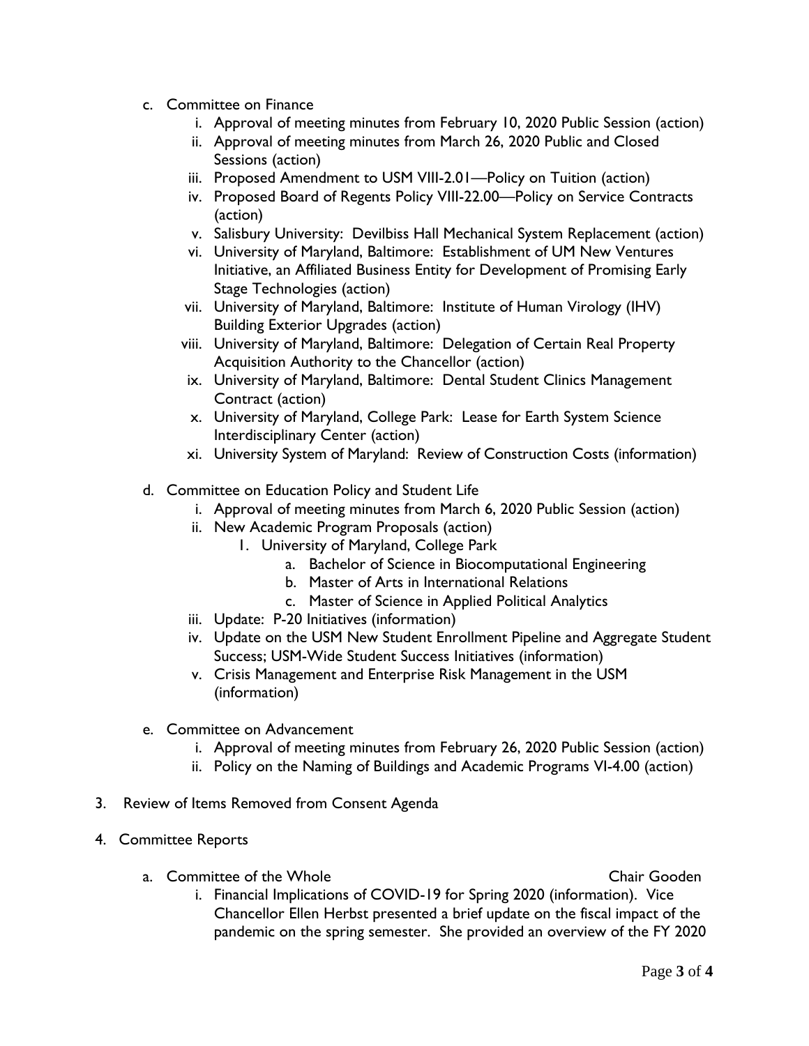c. Committee on Finance
    i. Approval of meeting minutes from February 10, 2020 Public Session (action)
    ii. Approval of meeting minutes from March 26, 2020 Public and Closed Sessions (action)
    iii. Proposed Amendment to USM VIII-2.01—Policy on Tuition (action)
    iv. Proposed Board of Regents Policy VIII-22.00—Policy on Service Contracts (action)
    v. Salisbury University: Devilbiss Hall Mechanical System Replacement (action)
    vi. University of Maryland, Baltimore: Establishment of UM New Ventures Initiative, an Affiliated Business Entity for Development of Promising Early Stage Technologies (action)
    vii. University of Maryland, Baltimore: Institute of Human Virology (IHV) Building Exterior Upgrades (action)
    viii. University of Maryland, Baltimore: Delegation of Certain Real Property Acquisition Authority to the Chancellor (action)
    ix. University of Maryland, Baltimore: Dental Student Clinics Management Contract (action)
    x. University of Maryland, College Park: Lease for Earth System Science Interdisciplinary Center (action)
    xi. University System of Maryland: Review of Construction Costs (information)

d. Committee on Education Policy and Student Life
    i. Approval of meeting minutes from March 6, 2020 Public Session (action)
    ii. New Academic Program Proposals (action)
        1. University of Maryland, College Park
            a. Bachelor of Science in Biocomputational Engineering
            b. Master of Arts in International Relations
            c. Master of Science in Applied Political Analytics
    iii. Update: P-20 Initiatives (information)
    iv. Update on the USM New Student Enrollment Pipeline and Aggregate Student Success; USM-Wide Student Success Initiatives (information)
    v. Crisis Management and Enterprise Risk Management in the USM (information)

e. Committee on Advancement
    i. Approval of meeting minutes from February 26, 2020 Public Session (action)
    ii. Policy on the Naming of Buildings and Academic Programs VI-4.00 (action)

3. Review of Items Removed from Consent Agenda

4. Committee Reports

    a. Committee of the Whole — Chair Gooden
        i. Financial Implications of COVID-19 for Spring 2020 (information). Vice Chancellor Ellen Herbst presented a brief update on the fiscal impact of the pandemic on the spring semester. She provided an overview of the FY 2020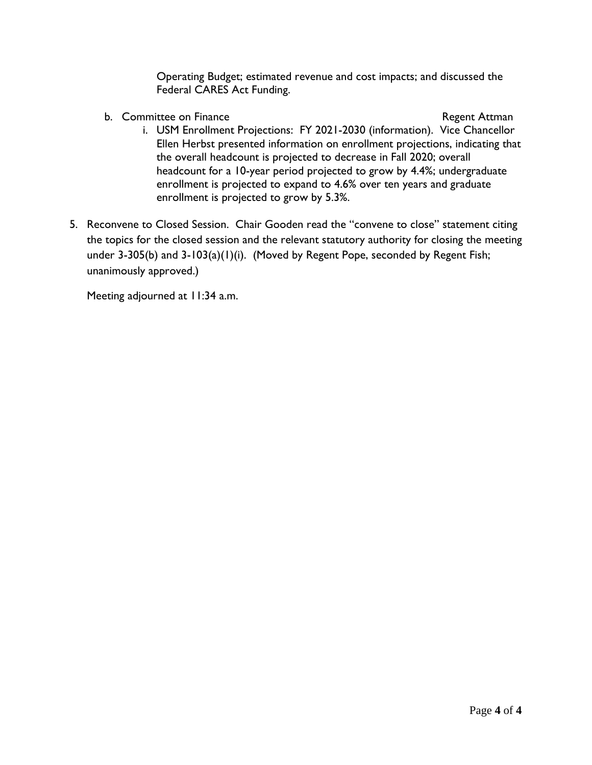Operating Budget; estimated revenue and cost impacts; and discussed the Federal CARES Act Funding.

b. Committee on Finance — Regent Attman

   i. USM Enrollment Projections: FY 2021-2030 (information). Vice Chancellor Ellen Herbst presented information on enrollment projections, indicating that the overall headcount is projected to decrease in Fall 2020; overall headcount for a 10-year period projected to grow by 4.4%; undergraduate enrollment is projected to expand to 4.6% over ten years and graduate enrollment is projected to grow by 5.3%.

5. Reconvene to Closed Session. Chair Gooden read the "convene to close" statement citing the topics for the closed session and the relevant statutory authority for closing the meeting under 3-305(b) and 3-103(a)(1)(i). (Moved by Regent Pope, seconded by Regent Fish; unanimously approved.)

Meeting adjourned at 11:34 a.m.